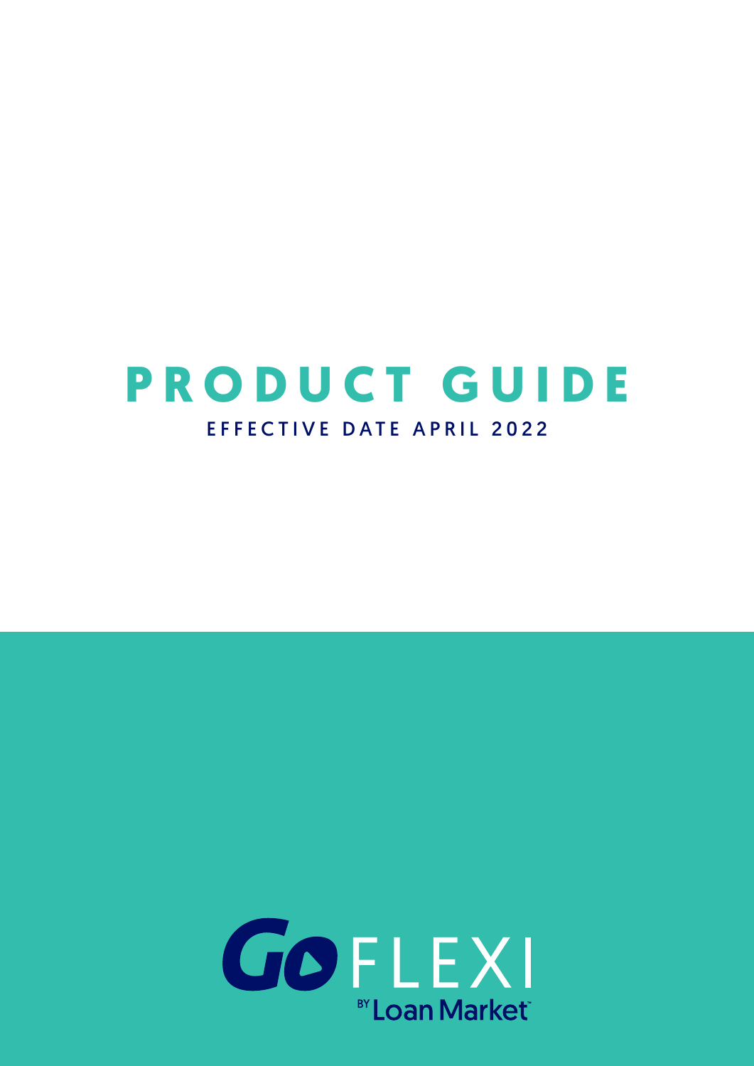# PRODUCT GUIDE

EFFECTIVE DATE APRIL 2022

GO FLEXI

BY Loan Market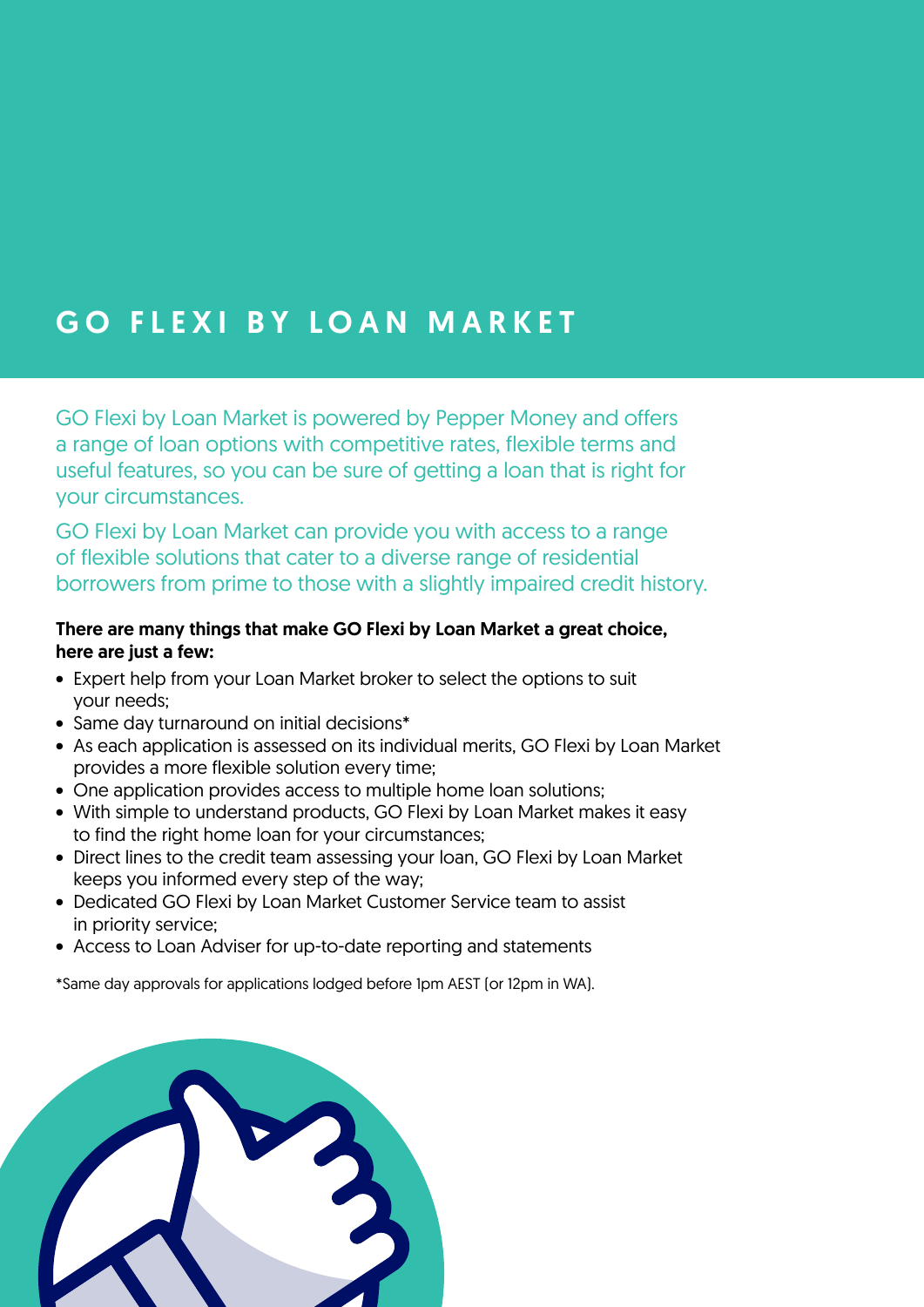# GO FLEXI BY LOAN MARKET

GO Flexi by Loan Market is powered by Pepper Money and offers a range of loan options with competitive rates, flexible terms and useful features, so you can be sure of getting a loan that is right for your circumstances.

GO Flexi by Loan Market can provide you with access to a range of flexible solutions that cater to a diverse range of residential borrowers from prime to those with a slightly impaired credit history.

**There are many things that make GO Flexi by Loan Market a great choice, here are just a few:**

- Expert help from your Loan Market broker to select the options to suit your needs;
- Same day turnaround on initial decisions*
- As each application is assessed on its individual merits, GO Flexi by Loan Market provides a more flexible solution every time;
- One application provides access to multiple home loan solutions;
- With simple to understand products, GO Flexi by Loan Market makes it easy to find the right home loan for your circumstances;
- Direct lines to the credit team assessing your loan, GO Flexi by Loan Market keeps you informed every step of the way;
- Dedicated GO Flexi by Loan Market Customer Service team to assist in priority service;
- Access to Loan Adviser for up-to-date reporting and statements

*Same day approvals for applications lodged before 1pm AEST (or 12pm in WA).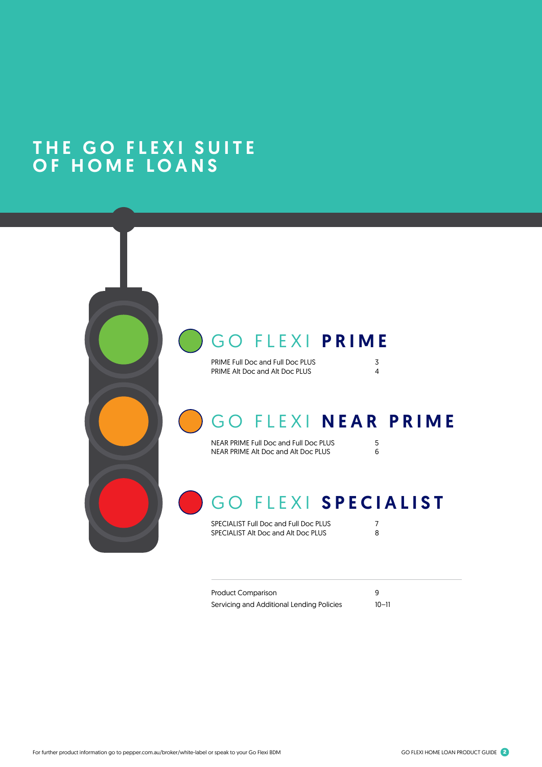# THE GO FLEXI SUITE OF HOME LOANS

## GO FLEXI **PRIME**

| | |
|---|---|
| PRIME Full Doc and Full Doc PLUS | 3 |
| PRIME Alt Doc and Alt Doc PLUS | 4 |

## GO FLEXI **NEAR PRIME**

| | |
|---|---|
| NEAR PRIME Full Doc and Full Doc PLUS | 5 |
| NEAR PRIME Alt Doc and Alt Doc PLUS | 6 |

## GO FLEXI **SPECIALIST**

| | |
|---|---|
| SPECIALIST Full Doc and Full Doc PLUS | 7 |
| SPECIALIST Alt Doc and Alt Doc PLUS | 8 |

| | |
|---|---|
| Product Comparison | 9 |
| Servicing and Additional Lending Policies | 10–11 |

For further product information go to pepper.com.au/broker/white-label or speak to your Go Flexi BDM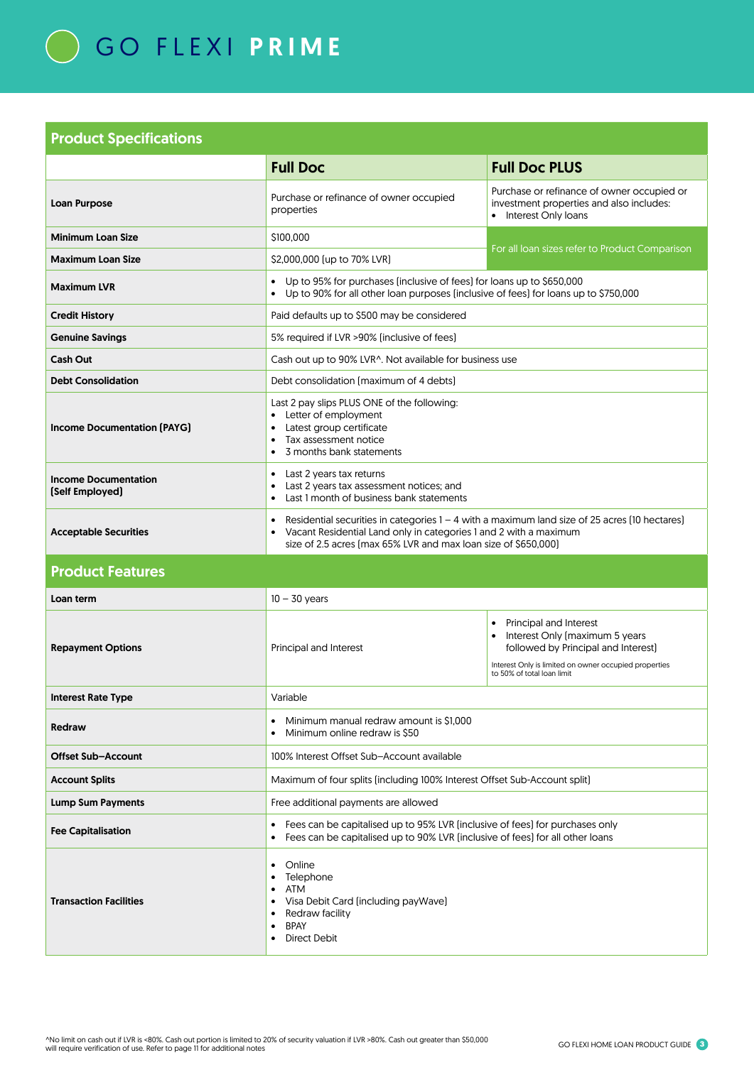# GO FLEXI PRIME

## Product Specifications

| | Full Doc | Full Doc PLUS |
|---|---|---|
| **Loan Purpose** | Purchase or refinance of owner occupied properties | Purchase or refinance of owner occupied or investment properties and also includes: <br>• Interest Only loans |
| **Minimum Loan Size** | $100,000 | For all loan sizes refer to Product Comparison |
| **Maximum Loan Size** | $2,000,000 (up to 70% LVR) | |
| **Maximum LVR** | • Up to 95% for purchases (inclusive of fees) for loans up to $650,000 <br>• Up to 90% for all other loan purposes (inclusive of fees) for loans up to $750,000 | |
| **Credit History** | Paid defaults up to $500 may be considered | |
| **Genuine Savings** | 5% required if LVR >90% (inclusive of fees) | |
| **Cash Out** | Cash out up to 90% LVR^. Not available for business use | |
| **Debt Consolidation** | Debt consolidation (maximum of 4 debts) | |
| **Income Documentation (PAYG)** | Last 2 pay slips PLUS ONE of the following: <br>• Letter of employment <br>• Latest group certificate <br>• Tax assessment notice <br>• 3 months bank statements | |
| **Income Documentation (Self Employed)** | • Last 2 years tax returns <br>• Last 2 years tax assessment notices; and <br>• Last 1 month of business bank statements | |
| **Acceptable Securities** | • Residential securities in categories 1 – 4 with a maximum land size of 25 acres (10 hectares) <br>• Vacant Residential Land only in categories 1 and 2 with a maximum size of 2.5 acres (max 65% LVR and max loan size of $650,000) | |

## Product Features

| | Full Doc | Full Doc PLUS |
|---|---|---|
| **Loan term** | 10 – 30 years | |
| **Repayment Options** | Principal and Interest | • Principal and Interest <br>• Interest Only (maximum 5 years followed by Principal and Interest) <br>Interest Only is limited on owner occupied properties to 50% of total loan limit |
| **Interest Rate Type** | Variable | |
| **Redraw** | • Minimum manual redraw amount is $1,000 <br>• Minimum online redraw is $50 | |
| **Offset Sub–Account** | 100% Interest Offset Sub–Account available | |
| **Account Splits** | Maximum of four splits (including 100% Interest Offset Sub-Account split) | |
| **Lump Sum Payments** | Free additional payments are allowed | |
| **Fee Capitalisation** | • Fees can be capitalised up to 95% LVR (inclusive of fees) for purchases only <br>• Fees can be capitalised up to 90% LVR (inclusive of fees) for all other loans | |
| **Transaction Facilities** | • Online <br>• Telephone <br>• ATM <br>• Visa Debit Card (including payWave) <br>• Redraw facility <br>• BPAY <br>• Direct Debit | |

^No limit on cash out if LVR is <80%. Cash out portion is limited to 20% of security valuation if LVR >80%. Cash out greater than $50,000 will require verification of use. Refer to page 11 for additional notes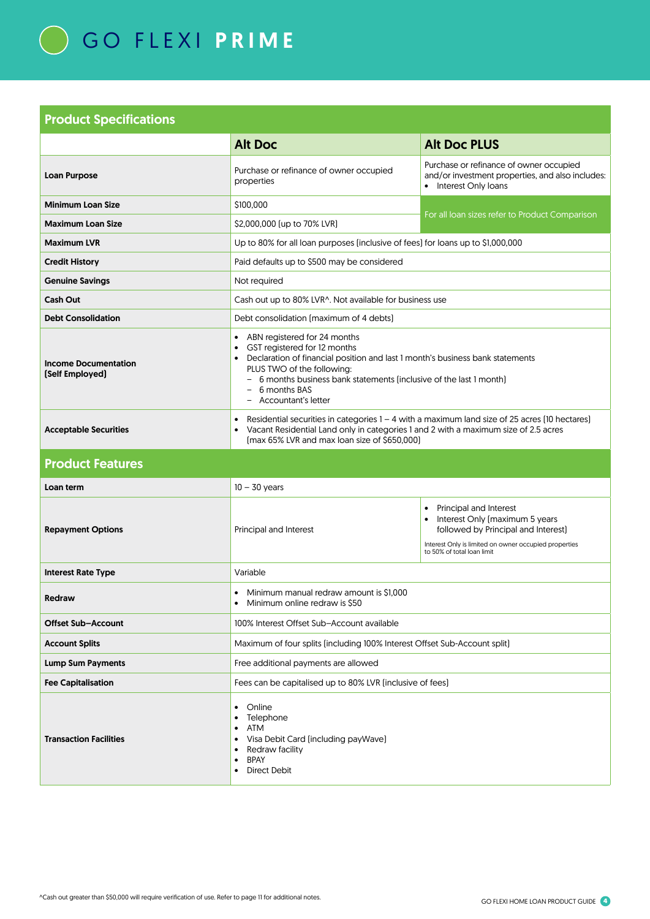# GO FLEXI PRIME

## Product Specifications

| | Alt Doc | Alt Doc PLUS |
|---|---|---|
| **Loan Purpose** | Purchase or refinance of owner occupied properties | Purchase or refinance of owner occupied and/or investment properties, and also includes: <br>• Interest Only loans |
| **Minimum Loan Size** | $100,000 | For all loan sizes refer to Product Comparison |
| **Maximum Loan Size** | $2,000,000 (up to 70% LVR) | |
| **Maximum LVR** | Up to 80% for all loan purposes (inclusive of fees) for loans up to $1,000,000 | |
| **Credit History** | Paid defaults up to $500 may be considered | |
| **Genuine Savings** | Not required | |
| **Cash Out** | Cash out up to 80% LVR^. Not available for business use | |
| **Debt Consolidation** | Debt consolidation (maximum of 4 debts) | |
| **Income Documentation (Self Employed)** | • ABN registered for 24 months<br>• GST registered for 12 months<br>• Declaration of financial position and last 1 month's business bank statements<br>PLUS TWO of the following:<br>– 6 months business bank statements (inclusive of the last 1 month)<br>– 6 months BAS<br>– Accountant's letter | |
| **Acceptable Securities** | • Residential securities in categories 1 – 4 with a maximum land size of 25 acres (10 hectares)<br>• Vacant Residential Land only in categories 1 and 2 with a maximum size of 2.5 acres (max 65% LVR and max loan size of $650,000) | |

## Product Features

| | Alt Doc | Alt Doc PLUS |
|---|---|---|
| **Loan term** | 10 – 30 years | |
| **Repayment Options** | Principal and Interest | • Principal and Interest<br>• Interest Only (maximum 5 years followed by Principal and Interest)<br>Interest Only is limited on owner occupied properties to 50% of total loan limit |
| **Interest Rate Type** | Variable | |
| **Redraw** | • Minimum manual redraw amount is $1,000<br>• Minimum online redraw is $50 | |
| **Offset Sub–Account** | 100% Interest Offset Sub–Account available | |
| **Account Splits** | Maximum of four splits (including 100% Interest Offset Sub-Account split) | |
| **Lump Sum Payments** | Free additional payments are allowed | |
| **Fee Capitalisation** | Fees can be capitalised up to 80% LVR (inclusive of fees) | |
| **Transaction Facilities** | • Online<br>• Telephone<br>• ATM<br>• Visa Debit Card (including payWave)<br>• Redraw facility<br>• BPAY<br>• Direct Debit | |

^Cash out greater than $50,000 will require verification of use. Refer to page 11 for additional notes.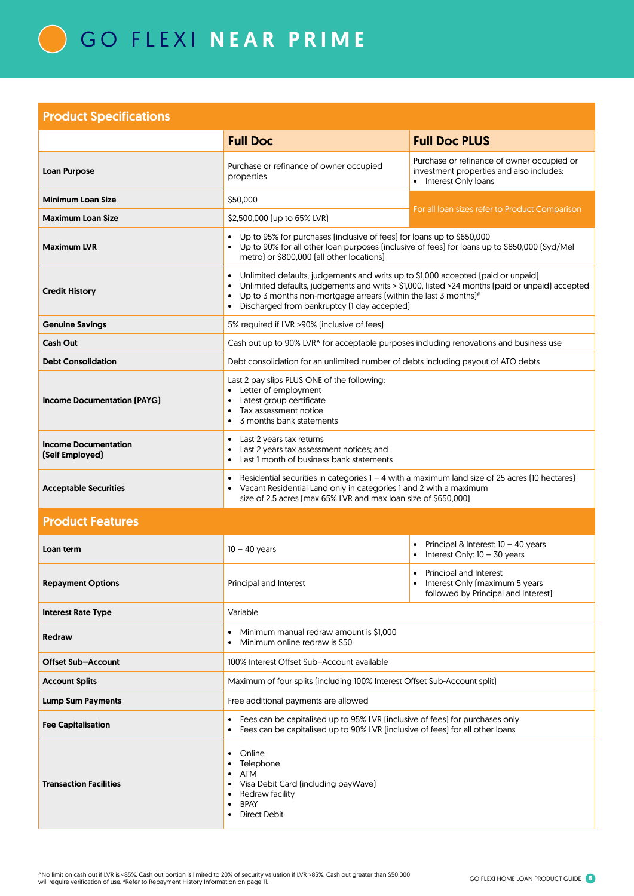# GO FLEXI NEAR PRIME

## Product Specifications

| | Full Doc | Full Doc PLUS |
|---|---|---|
| **Loan Purpose** | Purchase or refinance of owner occupied properties | Purchase or refinance of owner occupied or investment properties and also includes:<br>• Interest Only loans |
| **Minimum Loan Size** | $50,000 | For all loan sizes refer to Product Comparison |
| **Maximum Loan Size** | $2,500,000 (up to 65% LVR) | |
| **Maximum LVR** | • Up to 95% for purchases (inclusive of fees) for loans up to $650,000<br>• Up to 90% for all other loan purposes (inclusive of fees) for loans up to $850,000 (Syd/Mel metro) or $800,000 (all other locations) | |
| **Credit History** | • Unlimited defaults, judgements and writs up to $1,000 accepted (paid or unpaid)<br>• Unlimited defaults, judgements and writs > $1,000, listed >24 months (paid or unpaid) accepted<br>• Up to 3 months non-mortgage arrears (within the last 3 months)#<br>• Discharged from bankruptcy (1 day accepted) | |
| **Genuine Savings** | 5% required if LVR >90% (inclusive of fees) | |
| **Cash Out** | Cash out up to 90% LVR^ for acceptable purposes including renovations and business use | |
| **Debt Consolidation** | Debt consolidation for an unlimited number of debts including payout of ATO debts | |
| **Income Documentation (PAYG)** | Last 2 pay slips PLUS ONE of the following:<br>• Letter of employment<br>• Latest group certificate<br>• Tax assessment notice<br>• 3 months bank statements | |
| **Income Documentation (Self Employed)** | • Last 2 years tax returns<br>• Last 2 years tax assessment notices; and<br>• Last 1 month of business bank statements | |
| **Acceptable Securities** | • Residential securities in categories 1 – 4 with a maximum land size of 25 acres (10 hectares)<br>• Vacant Residential Land only in categories 1 and 2 with a maximum size of 2.5 acres (max 65% LVR and max loan size of $650,000) | |

## Product Features

| | Full Doc | Full Doc PLUS |
|---|---|---|
| **Loan term** | 10 – 40 years | • Principal & Interest: 10 – 40 years<br>• Interest Only: 10 – 30 years |
| **Repayment Options** | Principal and Interest | • Principal and Interest<br>• Interest Only (maximum 5 years followed by Principal and Interest) |
| **Interest Rate Type** | Variable | |
| **Redraw** | • Minimum manual redraw amount is $1,000<br>• Minimum online redraw is $50 | |
| **Offset Sub–Account** | 100% Interest Offset Sub–Account available | |
| **Account Splits** | Maximum of four splits (including 100% Interest Offset Sub-Account split) | |
| **Lump Sum Payments** | Free additional payments are allowed | |
| **Fee Capitalisation** | • Fees can be capitalised up to 95% LVR (inclusive of fees) for purchases only<br>• Fees can be capitalised up to 90% LVR (inclusive of fees) for all other loans | |
| **Transaction Facilities** | • Online<br>• Telephone<br>• ATM<br>• Visa Debit Card (including payWave)<br>• Redraw facility<br>• BPAY<br>• Direct Debit | |

^No limit on cash out if LVR is <85%. Cash out portion is limited to 20% of security valuation if LVR >85%. Cash out greater than $50,000 will require verification of use. #Refer to Repayment History Information on page 11.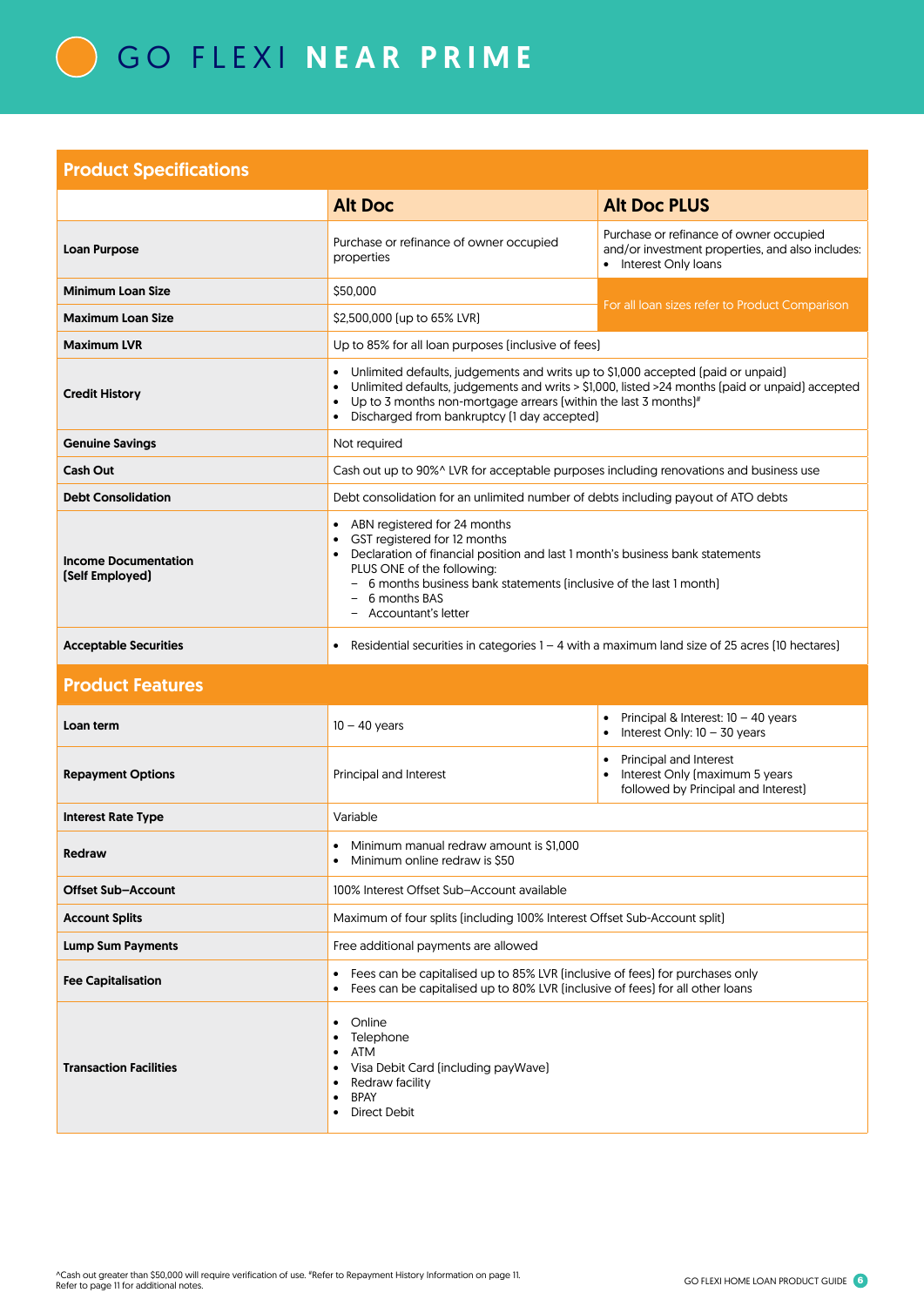# GO FLEXI NEAR PRIME

| Product Specifications | Alt Doc | Alt Doc PLUS |
|---|---|---|
| **Loan Purpose** | Purchase or refinance of owner occupied properties | Purchase or refinance of owner occupied and/or investment properties, and also includes:<br>• Interest Only loans |
| **Minimum Loan Size** | $50,000 | For all loan sizes refer to Product Comparison |
| **Maximum Loan Size** | $2,500,000 (up to 65% LVR) | |
| **Maximum LVR** | Up to 85% for all loan purposes (inclusive of fees) | |
| **Credit History** | • Unlimited defaults, judgements and writs up to $1,000 accepted (paid or unpaid)<br>• Unlimited defaults, judgements and writs > $1,000, listed >24 months (paid or unpaid) accepted<br>• Up to 3 months non-mortgage arrears (within the last 3 months)#<br>• Discharged from bankruptcy (1 day accepted) | |
| **Genuine Savings** | Not required | |
| **Cash Out** | Cash out up to 90%^ LVR for acceptable purposes including renovations and business use | |
| **Debt Consolidation** | Debt consolidation for an unlimited number of debts including payout of ATO debts | |
| **Income Documentation (Self Employed)** | • ABN registered for 24 months<br>• GST registered for 12 months<br>• Declaration of financial position and last 1 month's business bank statements<br>PLUS ONE of the following:<br>– 6 months business bank statements (inclusive of the last 1 month)<br>– 6 months BAS<br>– Accountant's letter | |
| **Acceptable Securities** | • Residential securities in categories 1 – 4 with a maximum land size of 25 acres (10 hectares) | |

## Product Features

| Product Features | Alt Doc | Alt Doc PLUS |
|---|---|---|
| **Loan term** | 10 – 40 years | • Principal & Interest: 10 – 40 years<br>• Interest Only: 10 – 30 years |
| **Repayment Options** | Principal and Interest | • Principal and Interest<br>• Interest Only (maximum 5 years followed by Principal and Interest) |
| **Interest Rate Type** | Variable | |
| **Redraw** | • Minimum manual redraw amount is $1,000<br>• Minimum online redraw is $50 | |
| **Offset Sub–Account** | 100% Interest Offset Sub–Account available | |
| **Account Splits** | Maximum of four splits (including 100% Interest Offset Sub-Account split) | |
| **Lump Sum Payments** | Free additional payments are allowed | |
| **Fee Capitalisation** | • Fees can be capitalised up to 85% LVR (inclusive of fees) for purchases only<br>• Fees can be capitalised up to 80% LVR (inclusive of fees) for all other loans | |
| **Transaction Facilities** | • Online<br>• Telephone<br>• ATM<br>• Visa Debit Card (including payWave)<br>• Redraw facility<br>• BPAY<br>• Direct Debit | |

^Cash out greater than $50,000 will require verification of use. #Refer to Repayment History Information on page 11.
Refer to page 11 for additional notes.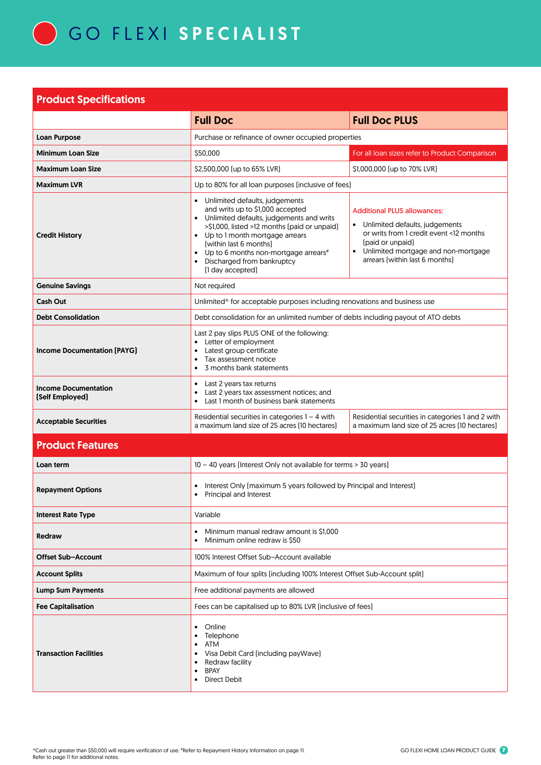# GO FLEXI SPECIALIST

## Product Specifications

| | Full Doc | Full Doc PLUS |
|---|---|---|
| **Loan Purpose** | Purchase or refinance of owner occupied properties | |
| **Minimum Loan Size** | $50,000 | For all loan sizes refer to Product Comparison |
| **Maximum Loan Size** | $2,500,000 (up to 65% LVR) | $1,000,000 (up to 70% LVR) |
| **Maximum LVR** | Up to 80% for all loan purposes (inclusive of fees) | |
| **Credit History** | • Unlimited defaults, judgements and writs up to $1,000 accepted<br>• Unlimited defaults, judgements and writs >$1,000, listed >12 months (paid or unpaid)<br>• Up to 1 month mortgage arrears (within last 6 months)<br>• Up to 6 months non-mortgage arrears#<br>• Discharged from bankruptcy (1 day accepted) | Additional PLUS allowances:<br>• Unlimited defaults, judgements or writs from 1 credit event <12 months (paid or unpaid)<br>• Unlimited mortgage and non-mortgage arrears (within last 6 months) |
| **Genuine Savings** | Not required | |
| **Cash Out** | Unlimited^ for acceptable purposes including renovations and business use | |
| **Debt Consolidation** | Debt consolidation for an unlimited number of debts including payout of ATO debts | |
| **Income Documentation (PAYG)** | Last 2 pay slips PLUS ONE of the following:<br>• Letter of employment<br>• Latest group certificate<br>• Tax assessment notice<br>• 3 months bank statements | |
| **Income Documentation (Self Employed)** | • Last 2 years tax returns<br>• Last 2 years tax assessment notices; and<br>• Last 1 month of business bank statements | |
| **Acceptable Securities** | Residential securities in categories 1 – 4 with a maximum land size of 25 acres (10 hectares) | Residential securities in categories 1 and 2 with a maximum land size of 25 acres (10 hectares) |

## Product Features

| | |
|---|---|
| **Loan term** | 10 – 40 years (Interest Only not available for terms > 30 years) |
| **Repayment Options** | • Interest Only (maximum 5 years followed by Principal and Interest)<br>• Principal and Interest |
| **Interest Rate Type** | Variable |
| **Redraw** | • Minimum manual redraw amount is $1,000<br>• Minimum online redraw is $50 |
| **Offset Sub–Account** | 100% Interest Offset Sub–Account available |
| **Account Splits** | Maximum of four splits (including 100% Interest Offset Sub-Account split) |
| **Lump Sum Payments** | Free additional payments are allowed |
| **Fee Capitalisation** | Fees can be capitalised up to 80% LVR (inclusive of fees) |
| **Transaction Facilities** | • Online<br>• Telephone<br>• ATM<br>• Visa Debit Card (including payWave)<br>• Redraw facility<br>• BPAY<br>• Direct Debit |

^Cash out greater than $50,000 will require verification of use. #Refer to Repayment History Information on page 11.
Refer to page 11 for additional notes.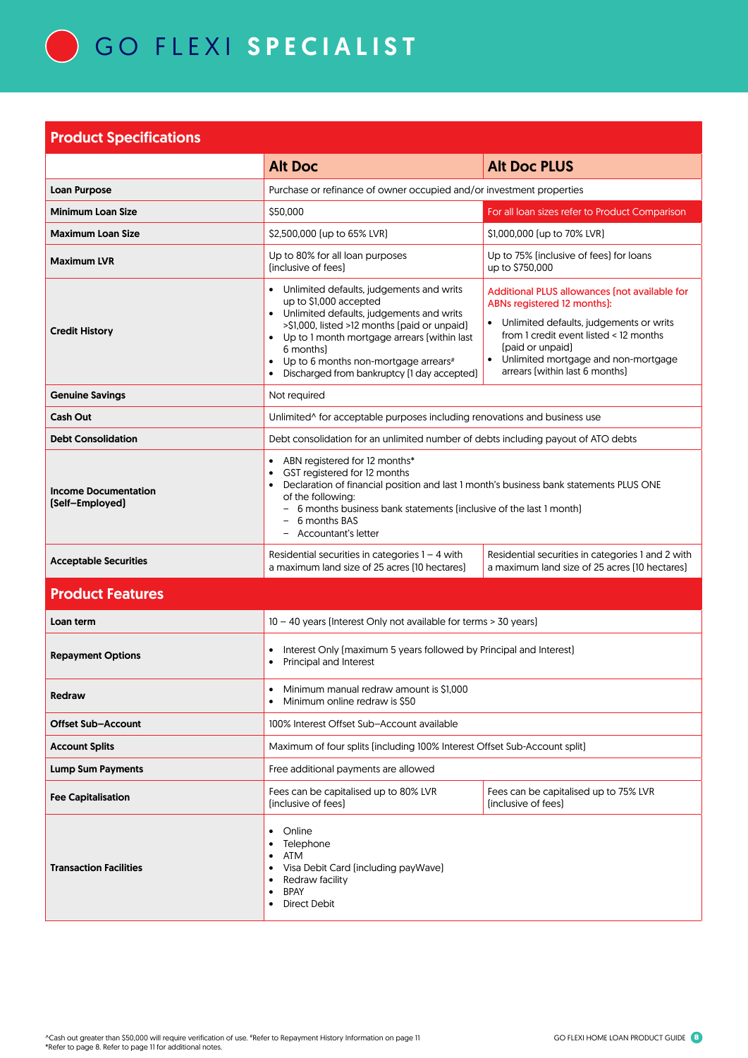# GO FLEXI SPECIALIST

## Product Specifications

| | Alt Doc | Alt Doc PLUS |
|---|---|---|
| **Loan Purpose** | Purchase or refinance of owner occupied and/or investment properties | |
| **Minimum Loan Size** | $50,000 | For all loan sizes refer to Product Comparison |
| **Maximum Loan Size** | $2,500,000 (up to 65% LVR) | $1,000,000 (up to 70% LVR) |
| **Maximum LVR** | Up to 80% for all loan purposes (inclusive of fees) | Up to 75% (inclusive of fees) for loans up to $750,000 |
| **Credit History** | • Unlimited defaults, judgements and writs up to $1,000 accepted<br>• Unlimited defaults, judgements and writs >$1,000, listed >12 months (paid or unpaid)<br>• Up to 1 month mortgage arrears (within last 6 months)<br>• Up to 6 months non-mortgage arrears#<br>• Discharged from bankruptcy (1 day accepted) | Additional PLUS allowances (not available for ABNs registered 12 months):<br>• Unlimited defaults, judgements or writs from 1 credit event listed < 12 months (paid or unpaid)<br>• Unlimited mortgage and non-mortgage arrears (within last 6 months) |
| **Genuine Savings** | Not required | |
| **Cash Out** | Unlimited^ for acceptable purposes including renovations and business use | |
| **Debt Consolidation** | Debt consolidation for an unlimited number of debts including payout of ATO debts | |
| **Income Documentation (Self–Employed)** | • ABN registered for 12 months*<br>• GST registered for 12 months<br>• Declaration of financial position and last 1 month's business bank statements PLUS ONE of the following:<br>  – 6 months business bank statements (inclusive of the last 1 month)<br>  – 6 months BAS<br>  – Accountant's letter | |
| **Acceptable Securities** | Residential securities in categories 1 – 4 with a maximum land size of 25 acres (10 hectares) | Residential securities in categories 1 and 2 with a maximum land size of 25 acres (10 hectares) |

## Product Features

| | | |
|---|---|---|
| **Loan term** | 10 – 40 years (Interest Only not available for terms > 30 years) | |
| **Repayment Options** | • Interest Only (maximum 5 years followed by Principal and Interest)<br>• Principal and Interest | |
| **Redraw** | • Minimum manual redraw amount is $1,000<br>• Minimum online redraw is $50 | |
| **Offset Sub–Account** | 100% Interest Offset Sub–Account available | |
| **Account Splits** | Maximum of four splits (including 100% Interest Offset Sub-Account split) | |
| **Lump Sum Payments** | Free additional payments are allowed | |
| **Fee Capitalisation** | Fees can be capitalised up to 80% LVR (inclusive of fees) | Fees can be capitalised up to 75% LVR (inclusive of fees) |
| **Transaction Facilities** | • Online<br>• Telephone<br>• ATM<br>• Visa Debit Card (including payWave)<br>• Redraw facility<br>• BPAY<br>• Direct Debit | |

^Cash out greater than $50,000 will require verification of use. #Refer to Repayment History Information on page 11
*Refer to page 8. Refer to page 11 for additional notes.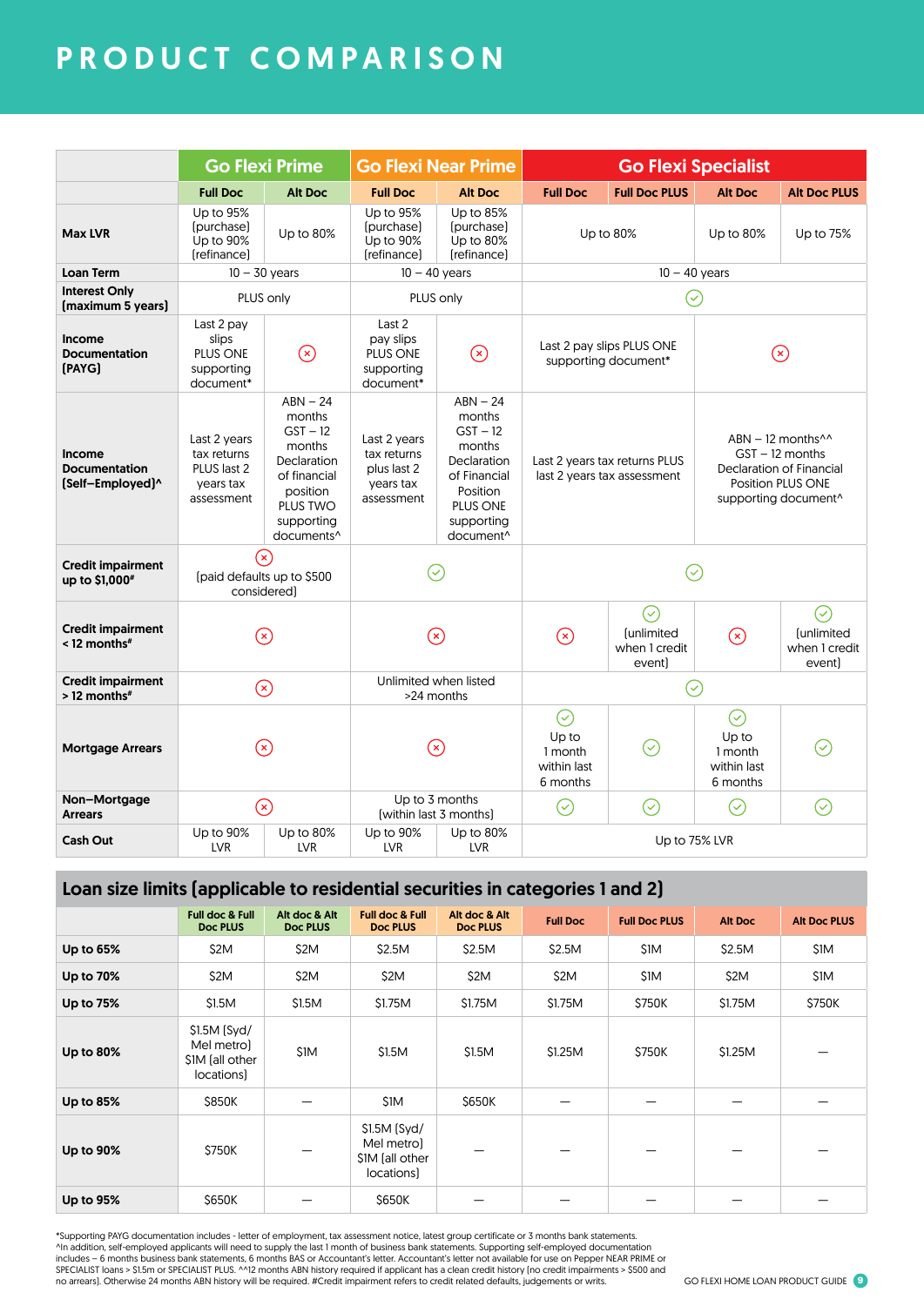# PRODUCT COMPARISON

| | Go Flexi Prime | | Go Flexi Near Prime | | Go Flexi Specialist | | | |
|---|---|---|---|---|---|---|---|---|
| | Full Doc | Alt Doc | Full Doc | Alt Doc | Full Doc | Full Doc PLUS | Alt Doc | Alt Doc PLUS |
| **Max LVR** | Up to 95% (purchase) Up to 90% (refinance) | Up to 80% | Up to 95% (purchase) Up to 90% (refinance) | Up to 85% (purchase) Up to 80% (refinance) | Up to 80% | | Up to 80% | Up to 75% |
| **Loan Term** | 10 – 30 years | | 10 – 40 years | | 10 – 40 years | | | |
| **Interest Only (maximum 5 years)** | PLUS only | | PLUS only | | ✓ | | | |
| **Income Documentation (PAYG)** | Last 2 pay slips PLUS ONE supporting document* | ✗ | Last 2 pay slips PLUS ONE supporting document* | ✗ | Last 2 pay slips PLUS ONE supporting document* | | ✗ | |
| **Income Documentation (Self–Employed)^** | Last 2 years tax returns PLUS last 2 years tax assessment | ABN – 24 months GST – 12 months Declaration of financial position PLUS TWO supporting documents^ | Last 2 years tax returns plus last 2 years tax assessment | ABN – 24 months GST – 12 months Declaration of Financial Position PLUS ONE supporting document^ | Last 2 years tax returns PLUS last 2 years tax assessment | | ABN – 12 months^^ GST – 12 months Declaration of Financial Position PLUS ONE supporting document^ | |
| **Credit impairment up to $1,000#** | ✗ (paid defaults up to $500 considered) | | ✓ | | ✓ | | | |
| **Credit impairment < 12 months#** | ✗ | | ✗ | | ✗ | ✓ (unlimited when 1 credit event) | ✗ | ✓ (unlimited when 1 credit event) |
| **Credit impairment > 12 months#** | ✗ | | Unlimited when listed >24 months | | ✓ | | | |
| **Mortgage Arrears** | ✗ | | ✗ | | ✓ Up to 1 month within last 6 months | ✓ | ✓ Up to 1 month within last 6 months | ✓ |
| **Non–Mortgage Arrears** | ✗ | | Up to 3 months (within last 3 months) | | ✓ | ✓ | ✓ | ✓ |
| **Cash Out** | Up to 90% LVR | Up to 80% LVR | Up to 90% LVR | Up to 80% LVR | Up to 75% LVR | | | |

## Loan size limits (applicable to residential securities in categories 1 and 2)

| | Full doc & Full Doc PLUS | Alt doc & Alt Doc PLUS | Full doc & Full Doc PLUS | Alt doc & Alt Doc PLUS | Full Doc | Full Doc PLUS | Alt Doc | Alt Doc PLUS |
|---|---|---|---|---|---|---|---|---|
| **Up to 65%** | $2M | $2M | $2.5M | $2.5M | $2.5M | $1M | $2.5M | $1M |
| **Up to 70%** | $2M | $2M | $2M | $2M | $2M | $1M | $2M | $1M |
| **Up to 75%** | $1.5M | $1.5M | $1.75M | $1.75M | $1.75M | $750K | $1.75M | $750K |
| **Up to 80%** | $1.5M (Syd/Mel metro) $1M (all other locations) | $1M | $1.5M | $1.5M | $1.25M | $750K | $1.25M | — |
| **Up to 85%** | $850K | — | $1M | $650K | — | — | — | — |
| **Up to 90%** | $750K | — | $1.5M (Syd/Mel metro) $1M (all other locations) | — | — | — | — | — |
| **Up to 95%** | $650K | — | $650K | — | — | — | — | — |

*Supporting PAYG documentation includes - letter of employment, tax assessment notice, latest group certificate or 3 months bank statements.
^In addition, self-employed applicants will need to supply the last 1 month of business bank statements. Supporting self-employed documentation includes – 6 months business bank statements, 6 months BAS or Accountant's letter. Accountant's letter not available for use on Pepper NEAR PRIME or SPECIALIST loans > $1.5m or SPECIALIST PLUS. ^^12 months ABN history required if applicant has a clean credit history (no credit impairments > $500 and no arrears). Otherwise 24 months ABN history will be required. #Credit impairment refers to credit related defaults, judgements or writs.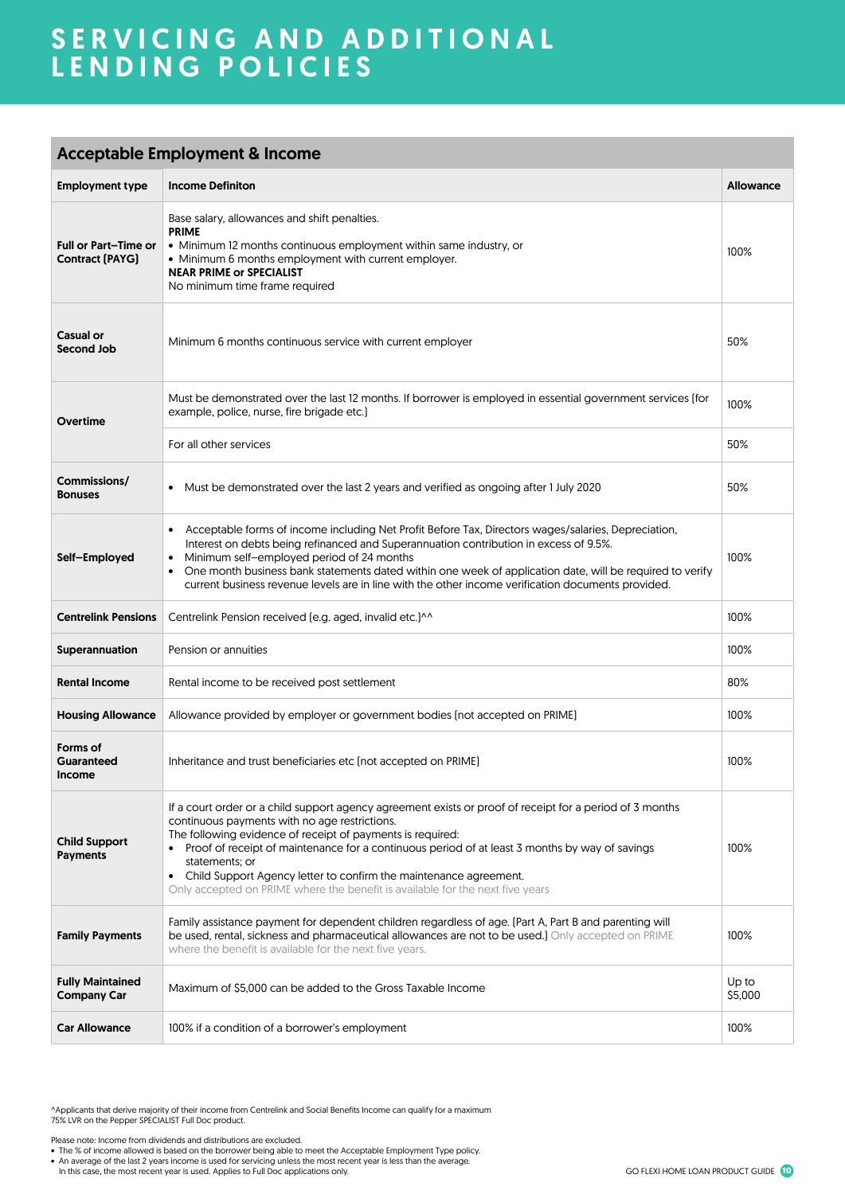# SERVICING AND ADDITIONAL LENDING POLICIES

## Acceptable Employment & Income

| Employment type | Income Definiton | Allowance |
|---|---|---|
| **Full or Part–Time or Contract (PAYG)** | Base salary, allowances and shift penalties.<br>**PRIME**<br>• Minimum 12 months continuous employment within same industry, or<br>• Minimum 6 months employment with current employer.<br>**NEAR PRIME or SPECIALIST**<br>No minimum time frame required | 100% |
| **Casual or Second Job** | Minimum 6 months continuous service with current employer | 50% |
| **Overtime** | Must be demonstrated over the last 12 months. If borrower is employed in essential government services (for example, police, nurse, fire brigade etc.) | 100% |
| | For all other services | 50% |
| **Commissions/ Bonuses** | • Must be demonstrated over the last 2 years and verified as ongoing after 1 July 2020 | 50% |
| **Self–Employed** | • Acceptable forms of income including Net Profit Before Tax, Directors wages/salaries, Depreciation, Interest on debts being refinanced and Superannuation contribution in excess of 9.5%.<br>• Minimum self–employed period of 24 months<br>• One month business bank statements dated within one week of application date, will be required to verify current business revenue levels are in line with the other income verification documents provided. | 100% |
| **Centrelink Pensions** | Centrelink Pension received (e.g. aged, invalid etc.)^^ | 100% |
| **Superannuation** | Pension or annuities | 100% |
| **Rental Income** | Rental income to be received post settlement | 80% |
| **Housing Allowance** | Allowance provided by employer or government bodies (not accepted on PRIME) | 100% |
| **Forms of Guaranteed Income** | Inheritance and trust beneficiaries etc (not accepted on PRIME) | 100% |
| **Child Support Payments** | If a court order or a child support agency agreement exists or proof of receipt for a period of 3 months continuous payments with no age restrictions.<br>The following evidence of receipt of payments is required:<br>• Proof of receipt of maintenance for a continuous period of at least 3 months by way of savings statements; or<br>• Child Support Agency letter to confirm the maintenance agreement.<br>Only accepted on PRIME where the benefit is available for the next five years | 100% |
| **Family Payments** | Family assistance payment for dependent children regardless of age. (Part A, Part B and parenting will be used, rental, sickness and pharmaceutical allowances are not to be used.) Only accepted on PRIME where the benefit is available for the next five years. | 100% |
| **Fully Maintained Company Car** | Maximum of $5,000 can be added to the Gross Taxable Income | Up to $5,000 |
| **Car Allowance** | 100% if a condition of a borrower's employment | 100% |

^Applicants that derive majority of their income from Centrelink and Social Benefits Income can qualify for a maximum 75% LVR on the Pepper SPECIALIST Full Doc product.

Please note: Income from dividends and distributions are excluded.
- The % of income allowed is based on the borrower being able to meet the Acceptable Employment Type policy.
- An average of the last 2 years income is used for servicing unless the most recent year is less than the average. In this case, the most recent year is used. Applies to Full Doc applications only.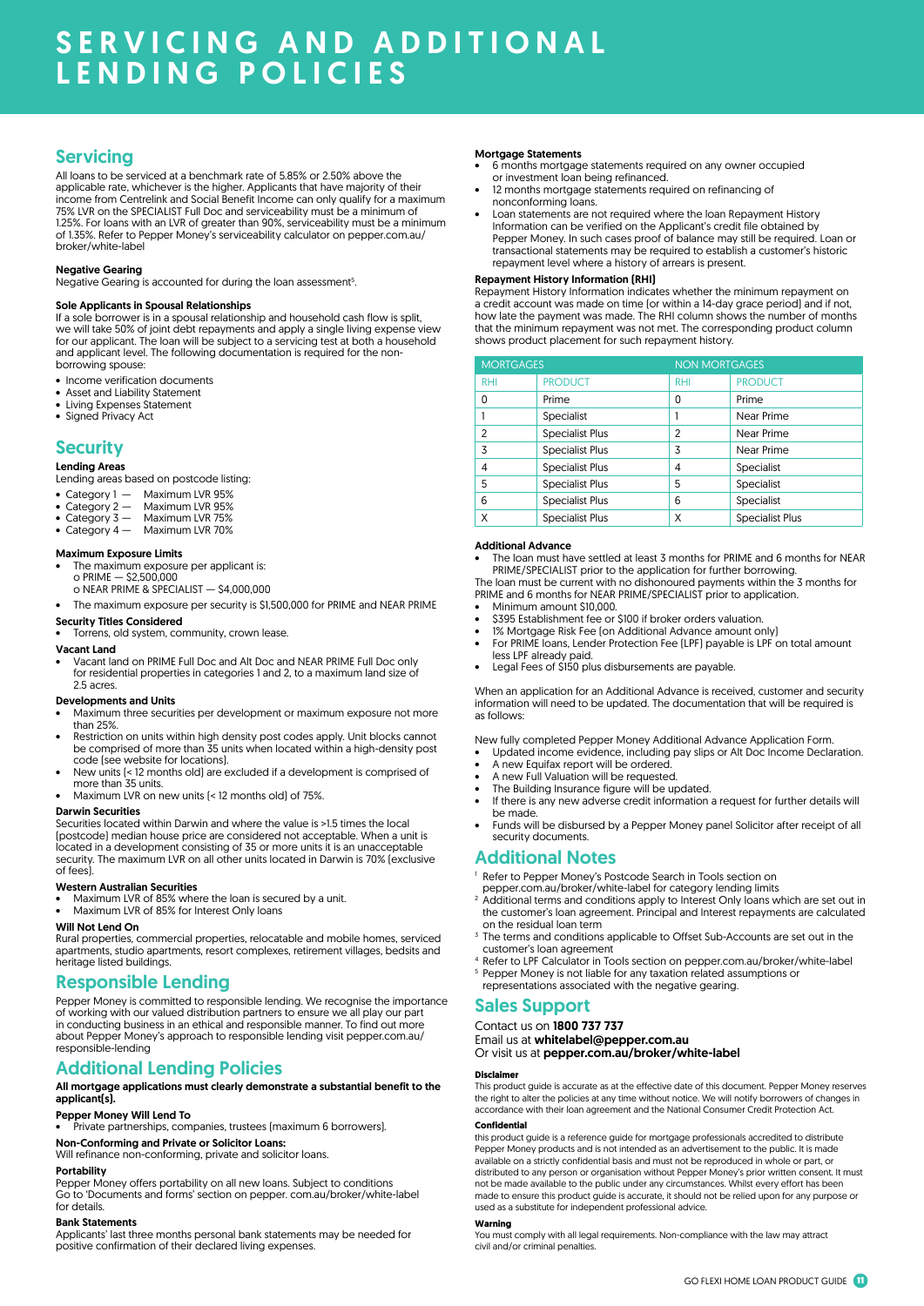# SERVICING AND ADDITIONAL LENDING POLICIES

## Servicing

All loans to be serviced at a benchmark rate of 5.85% or 2.50% above the applicable rate, whichever is the higher. Applicants that have majority of their income from Centrelink and Social Benefit Income can only qualify for a maximum 75% LVR on the SPECIALIST Full Doc and serviceability must be a minimum of 1.25%. For loans with an LVR of greater than 90%, serviceability must be a minimum of 1.35%. Refer to Pepper Money's serviceability calculator on pepper.com.au/broker/white-label

**Negative Gearing**

Negative Gearing is accounted for during the loan assessment[5].

**Sole Applicants in Spousal Relationships**

If a sole borrower is in a spousal relationship and household cash flow is split, we will take 50% of joint debt repayments and apply a single living expense view for our applicant. The loan will be subject to a servicing test at both a household and applicant level. The following documentation is required for the non-borrowing spouse:

- Income verification documents
- Asset and Liability Statement
- Living Expenses Statement
- Signed Privacy Act

## Security

**Lending Areas**

Lending areas based on postcode listing:

- Category 1 — Maximum LVR 95%
- Category 2 — Maximum LVR 95%
- Category 3 — Maximum LVR 75%
- Category 4 — Maximum LVR 70%

**Maximum Exposure Limits**

- The maximum exposure per applicant is:
  - o PRIME — $2,500,000
  - o NEAR PRIME & SPECIALIST — $4,000,000
- The maximum exposure per security is $1,500,000 for PRIME and NEAR PRIME

**Security Titles Considered**

- Torrens, old system, community, crown lease.

**Vacant Land**

- Vacant land on PRIME Full Doc and Alt Doc and NEAR PRIME Full Doc only for residential properties in categories 1 and 2, to a maximum land size of 2.5 acres.

**Developments and Units**

- Maximum three securities per development or maximum exposure not more than 25%.
- Restriction on units within high density post codes apply. Unit blocks cannot be comprised of more than 35 units when located within a high-density post code (see website for locations).
- New units (< 12 months old) are excluded if a development is comprised of more than 35 units.
- Maximum LVR on new units (< 12 months old) of 75%.

**Darwin Securities**

Securities located within Darwin and where the value is >1.5 times the local (postcode) median house price are considered not acceptable. When a unit is located in a development consisting of 35 or more units it is an unacceptable security. The maximum LVR on all other units located in Darwin is 70% (exclusive of fees).

**Western Australian Securities**

- Maximum LVR of 85% where the loan is secured by a unit.
- Maximum LVR of 85% for Interest Only loans

**Will Not Lend On**

Rural properties, commercial properties, relocatable and mobile homes, serviced apartments, studio apartments, resort complexes, retirement villages, bedsits and heritage listed buildings.

## Responsible Lending

Pepper Money is committed to responsible lending. We recognise the importance of working with our valued distribution partners to ensure we all play our part in conducting business in an ethical and responsible manner. To find out more about Pepper Money's approach to responsible lending visit pepper.com.au/responsible-lending

## Additional Lending Policies

**All mortgage applications must clearly demonstrate a substantial benefit to the applicant(s).**

**Pepper Money Will Lend To**

- Private partnerships, companies, trustees (maximum 6 borrowers).

**Non-Conforming and Private or Solicitor Loans:**

Will refinance non-conforming, private and solicitor loans.

**Portability**

Pepper Money offers portability on all new loans. Subject to conditions Go to 'Documents and forms' section on pepper. com.au/broker/white-label for details.

**Bank Statements**

Applicants' last three months personal bank statements may be needed for positive confirmation of their declared living expenses.

**Mortgage Statements**

- 6 months mortgage statements required on any owner occupied or investment loan being refinanced.
- 12 months mortgage statements required on refinancing of nonconforming loans.
- Loan statements are not required where the loan Repayment History Information can be verified on the Applicant's credit file obtained by Pepper Money. In such cases proof of balance may still be required. Loan or transactional statements may be required to establish a customer's historic repayment level where a history of arrears is present.

**Repayment History Information (RHI)**

Repayment History Information indicates whether the minimum repayment on a credit account was made on time (or within a 14-day grace period) and if not, how late the payment was made. The RHI column shows the number of months that the minimum repayment was not met. The corresponding product column shows product placement for such repayment history.

| MORTGAGES | | NON MORTGAGES | |
|---|---|---|---|
| RHI | PRODUCT | RHI | PRODUCT |
| 0 | Prime | 0 | Prime |
| 1 | Specialist | 1 | Near Prime |
| 2 | Specialist Plus | 2 | Near Prime |
| 3 | Specialist Plus | 3 | Near Prime |
| 4 | Specialist Plus | 4 | Specialist |
| 5 | Specialist Plus | 5 | Specialist |
| 6 | Specialist Plus | 6 | Specialist |
| X | Specialist Plus | X | Specialist Plus |

**Additional Advance**

- The loan must have settled at least 3 months for PRIME and 6 months for NEAR PRIME/SPECIALIST prior to the application for further borrowing.

The loan must be current with no dishonoured payments within the 3 months for PRIME and 6 months for NEAR PRIME/SPECIALIST prior to application.

- Minimum amount $10,000.
- $395 Establishment fee or $100 if broker orders valuation.
- 1% Mortgage Risk Fee (on Additional Advance amount only)
- For PRIME loans, Lender Protection Fee (LPF) payable is LPF on total amount less LPF already paid.
- Legal Fees of $150 plus disbursements are payable.

When an application for an Additional Advance is received, customer and security information will need to be updated. The documentation that will be required is as follows:

New fully completed Pepper Money Additional Advance Application Form.

- Updated income evidence, including pay slips or Alt Doc Income Declaration.
- A new Equifax report will be ordered.
- A new Full Valuation will be requested.
- The Building Insurance figure will be updated.
- If there is any new adverse credit information a request for further details will be made.
- Funds will be disbursed by a Pepper Money panel Solicitor after receipt of all security documents.

## Additional Notes

[1] Refer to Pepper Money's Postcode Search in Tools section on pepper.com.au/broker/white-label for category lending limits

[2] Additional terms and conditions apply to Interest Only loans which are set out in the customer's loan agreement. Principal and Interest repayments are calculated on the residual loan term

[3] The terms and conditions applicable to Offset Sub-Accounts are set out in the customer's loan agreement

[4] Refer to LPF Calculator in Tools section on pepper.com.au/broker/white-label

[5] Pepper Money is not liable for any taxation related assumptions or representations associated with the negative gearing.

## Sales Support

Contact us on **1800 737 737**

Email us at **whitelabel@pepper.com.au**

Or visit us at **pepper.com.au/broker/white-label**

**Disclaimer**

This product guide is accurate as at the effective date of this document. Pepper Money reserves the right to alter the policies at any time without notice. We will notify borrowers of changes in accordance with their loan agreement and the National Consumer Credit Protection Act.

**Confidential**

this product guide is a reference guide for mortgage professionals accredited to distribute Pepper Money products and is not intended as an advertisement to the public. It is made available on a strictly confidential basis and must not be reproduced in whole or part, or distributed to any person or organisation without Pepper Money's prior written consent. It must not be made available to the public under any circumstances. Whilst every effort has been made to ensure this product guide is accurate, it should not be relied upon for any purpose or used as a substitute for independent professional advice.

**Warning**

You must comply with all legal requirements. Non-compliance with the law may attract civil and/or criminal penalties.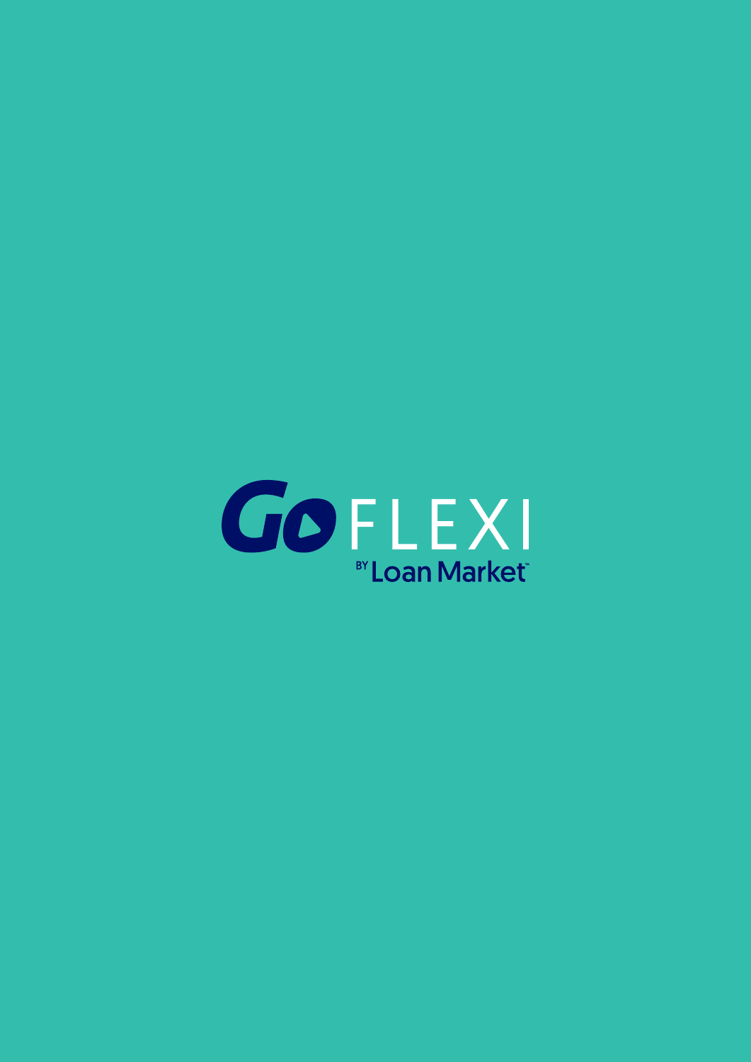GoFLEXI

BY Loan Market™